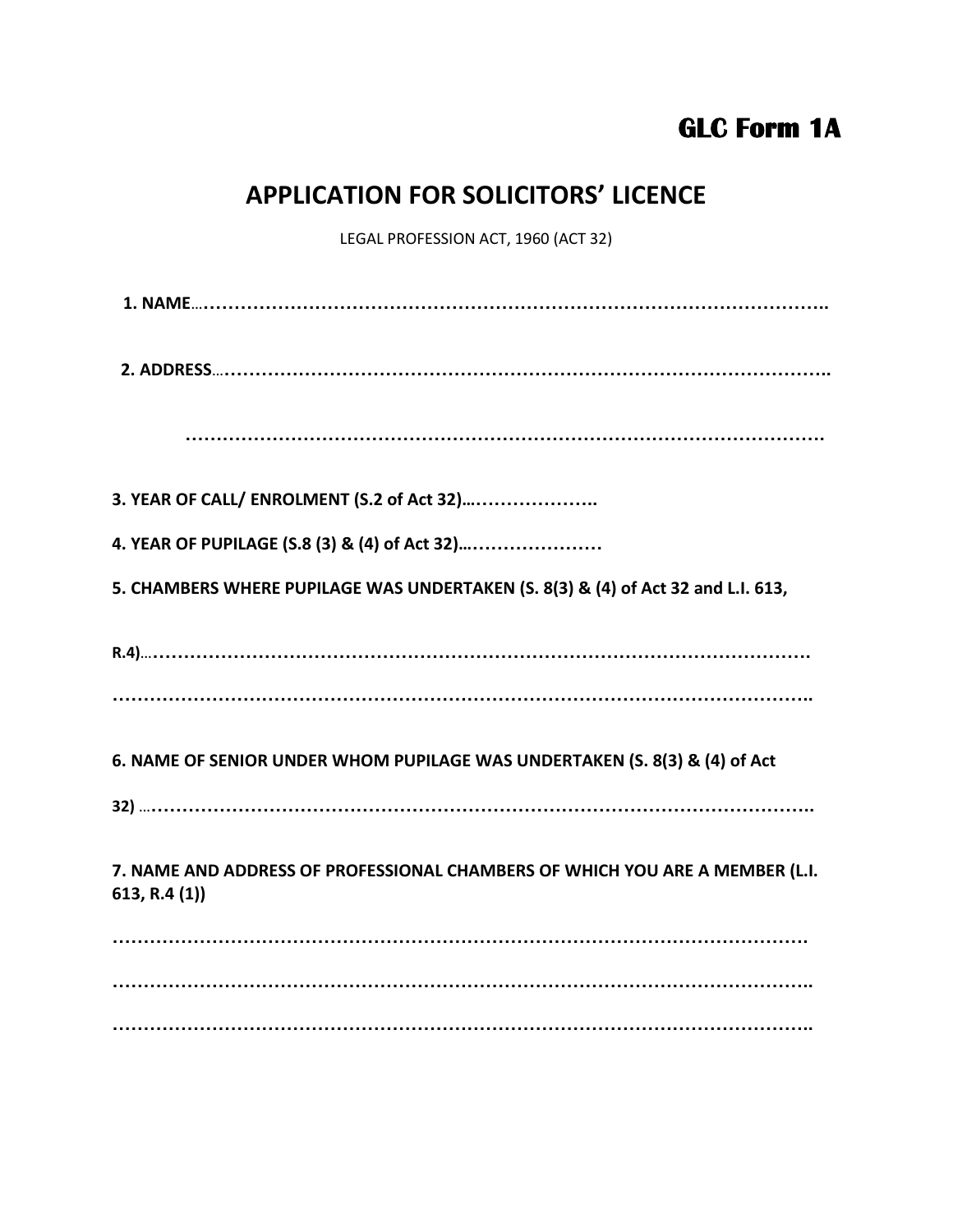**GLC Form 1A**

# APPLICATION FOR SOLICITORS' LICENCE

LEGAL PROFESSION ACT, 1960 (ACT 32)

**1. NAME**…………………………………………………………………………………………..

**2. ADDRESS**…………………………………………………………………………………………..

………………………………………………………………………………………………….

**3. YEAR OF CALL/ ENROLMENT (S.2 of Act 32)…**………………..

**4. YEAR OF PUPILAGE (S.8 (3) & (4) of Act 32)…**…………………

**5. CHAMBERS WHERE PUPILAGE WAS UNDERTAKEN (S. 8(3) & (4) of Act 32 and L.I. 613,**

**R.4)**…………………………………………………………………………………………………

……………………………………………………………………………………………………………..

**6. NAME OF SENIOR UNDER WHOM PUPILAGE WAS UNDERTAKEN (S. 8(3) & (4) of Act**

**32)** …………………………………………………………………………………………………..

**7. NAME AND ADDRESS OF PROFESSIONAL CHAMBERS OF WHICH YOU ARE A MEMBER (L.I. 613, R.4 (1))**

……………………………………………………………………………………………………………

……………………………………………………………………………………………………………..

……………………………………………………………………………………………………………..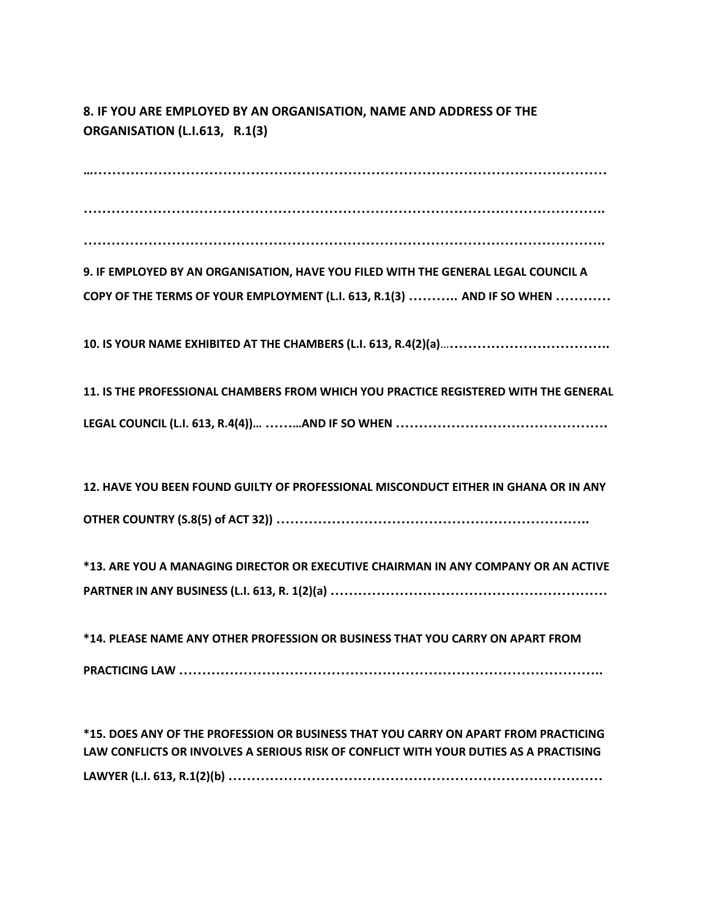**8. IF YOU ARE EMPLOYED BY AN ORGANISATION, NAME AND ADDRESS OF THE ORGANISATION (L.I.613, R.1(3)**

…………………………………………………………………………………………………………

…………………………………………………………………………………………………………..

…………………………………………………………………………………………………………..

**9. IF EMPLOYED BY AN ORGANISATION, HAVE YOU FILED WITH THE GENERAL LEGAL COUNCIL A COPY OF THE TERMS OF YOUR EMPLOYMENT (L.I. 613, R.1(3) ……….. AND IF SO WHEN …………**

**10. IS YOUR NAME EXHIBITED AT THE CHAMBERS (L.I. 613, R.4(2)(a)……………………………………..**

**11. IS THE PROFESSIONAL CHAMBERS FROM WHICH YOU PRACTICE REGISTERED WITH THE GENERAL LEGAL COUNCIL (L.I. 613, R.4(4))… ……..AND IF SO WHEN ……………………………………….**

**12. HAVE YOU BEEN FOUND GUILTY OF PROFESSIONAL MISCONDUCT EITHER IN GHANA OR IN ANY OTHER COUNTRY (S.8(5) of ACT 32)) …………………………………………………………..**

**\*13. ARE YOU A MANAGING DIRECTOR OR EXECUTIVE CHAIRMAN IN ANY COMPANY OR AN ACTIVE PARTNER IN ANY BUSINESS (L.I. 613, R. 1(2)(a) ……………………………………………………**

**\*14. PLEASE NAME ANY OTHER PROFESSION OR BUSINESS THAT YOU CARRY ON APART FROM PRACTICING LAW ……………………………………………………………………………..**

**\*15. DOES ANY OF THE PROFESSION OR BUSINESS THAT YOU CARRY ON APART FROM PRACTICING LAW CONFLICTS OR INVOLVES A SERIOUS RISK OF CONFLICT WITH YOUR DUTIES AS A PRACTISING LAWYER (L.I. 613, R.1(2)(b) ……………………………………………………………………….**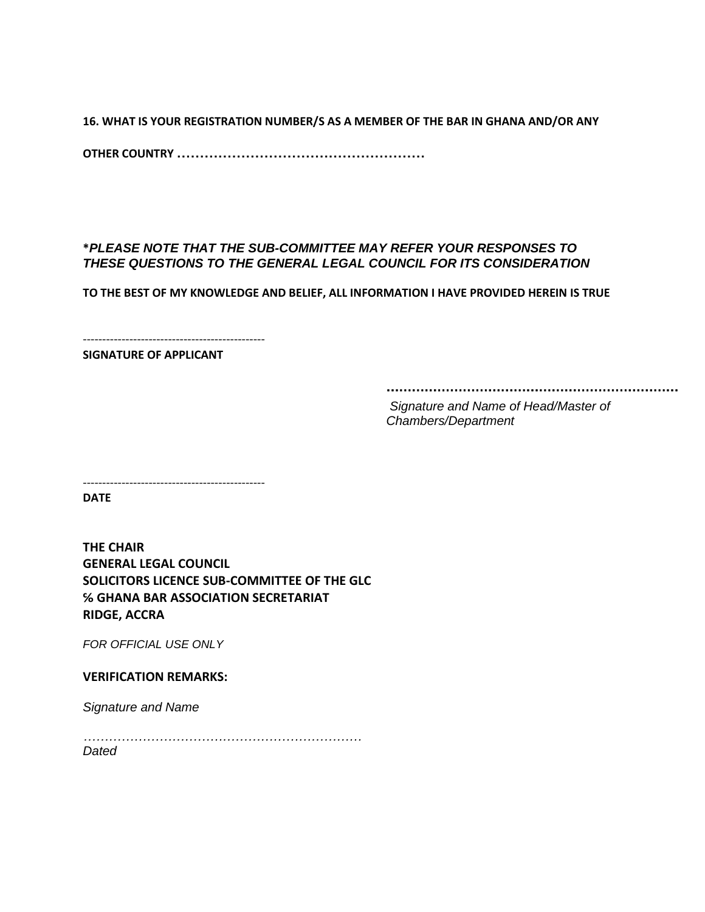**16. WHAT IS YOUR REGISTRATION NUMBER/S AS A MEMBER OF THE BAR IN GHANA AND/OR ANY OTHER COUNTRY ………………………………………………**

***PLEASE NOTE THAT THE SUB-COMMITTEE MAY REFER YOUR RESPONSES TO THESE QUESTIONS TO THE GENERAL LEGAL COUNCIL FOR ITS CONSIDERATION***

**TO THE BEST OF MY KNOWLEDGE AND BELIEF, ALL INFORMATION I HAVE PROVIDED HEREIN IS TRUE**

-----------------------------------------------

**SIGNATURE OF APPLICANT**

…………………………………………………………

*Signature and Name of Head/Master of Chambers/Department*

-----------------------------------------------

**DATE**

**THE CHAIR**
**GENERAL LEGAL COUNCIL**
**SOLICITORS LICENCE SUB-COMMITTEE OF THE GLC**
**℅ GHANA BAR ASSOCIATION SECRETARIAT**
**RIDGE, ACCRA**

*FOR OFFICIAL USE ONLY*

**VERIFICATION REMARKS:**

*Signature and Name*

*…………………………………………………………*
*Dated*